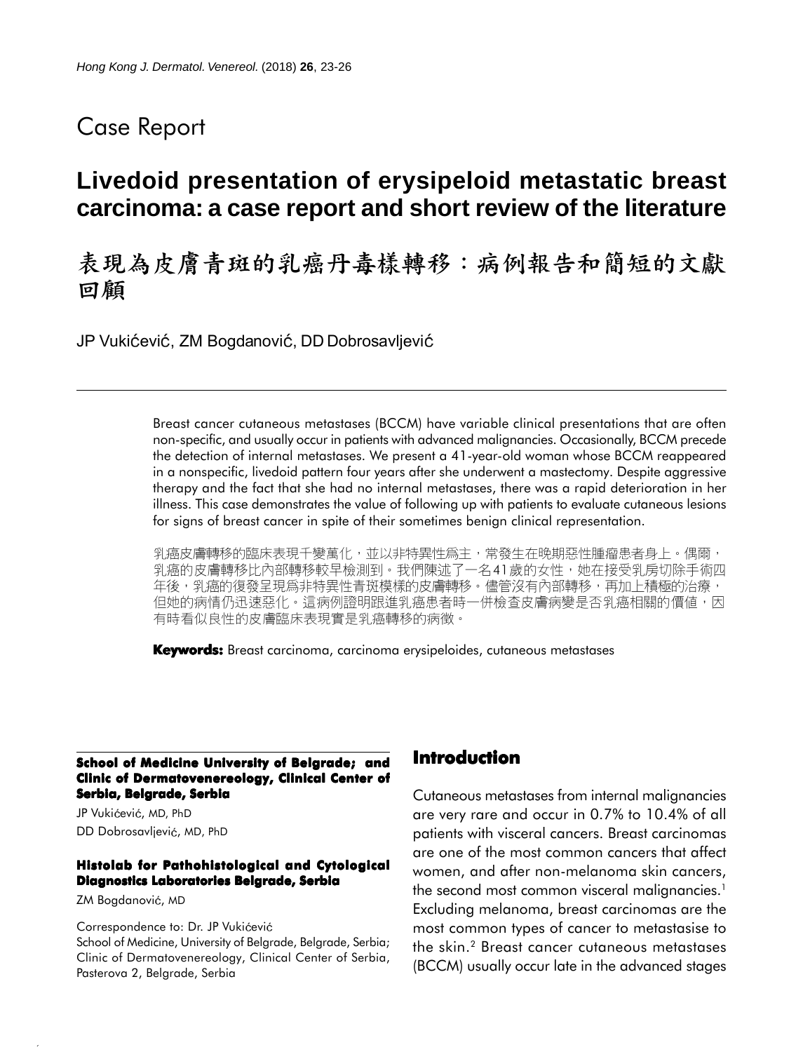Case Report

# Livedoid presentation of erysipeloid metastatic breast carcinoma: a case report and short review of the literature

# 表現為皮膚青斑的乳癌丹毒樣轉移：病例報告和簡短的文獻回顧

JP Vukićević, ZM Bogdanović, DD Dobrosavljević

Breast cancer cutaneous metastases (BCCM) have variable clinical presentations that are often non-specific, and usually occur in patients with advanced malignancies. Occasionally, BCCM precede the detection of internal metastases. We present a 41-year-old woman whose BCCM reappeared in a nonspecific, livedoid pattern four years after she underwent a mastectomy. Despite aggressive therapy and the fact that she had no internal metastases, there was a rapid deterioration in her illness. This case demonstrates the value of following up with patients to evaluate cutaneous lesions for signs of breast cancer in spite of their sometimes benign clinical representation.

乳癌皮膚轉移的臨床表現千變萬化，並以非特異性爲主，常發生在晚期惡性腫瘤患者身上。偶爾，乳癌的皮膚轉移比內部轉移較早檢測到。我們陳述了一名41歲的女性，她在接受乳房切除手術四年後，乳癌的復發呈現爲非特異性青斑模樣的皮膚轉移。儘管沒有內部轉移，再加上積極的治療，但她的病情仍迅速惡化。這病例證明跟進乳癌患者時一併檢查皮膚病變是否乳癌相關的價值，因有時看似良性的皮膚臨床表現實是乳癌轉移的病徵。

**Keywords:** Breast carcinoma, carcinoma erysipeloides, cutaneous metastases

**School of Medicine University of Belgrade; and Clinic of Dermatovenereology, Clinical Center of Serbia, Belgrade, Serbia**

JP Vukićević, MD, PhD
DD Dobrosavljević, MD, PhD

**Histolab for Pathohistological and Cytological Diagnostics Laboratories Belgrade, Serbia**

ZM Bogdanović, MD

Correspondence to: Dr. JP Vukićević
School of Medicine, University of Belgrade, Belgrade, Serbia; Clinic of Dermatovenereology, Clinical Center of Serbia, Pasterova 2, Belgrade, Serbia

## Introduction

Cutaneous metastases from internal malignancies are very rare and occur in 0.7% to 10.4% of all patients with visceral cancers. Breast carcinomas are one of the most common cancers that affect women, and after non-melanoma skin cancers, the second most common visceral malignancies.[1] Excluding melanoma, breast carcinomas are the most common types of cancer to metastasise to the skin.[2] Breast cancer cutaneous metastases (BCCM) usually occur late in the advanced stages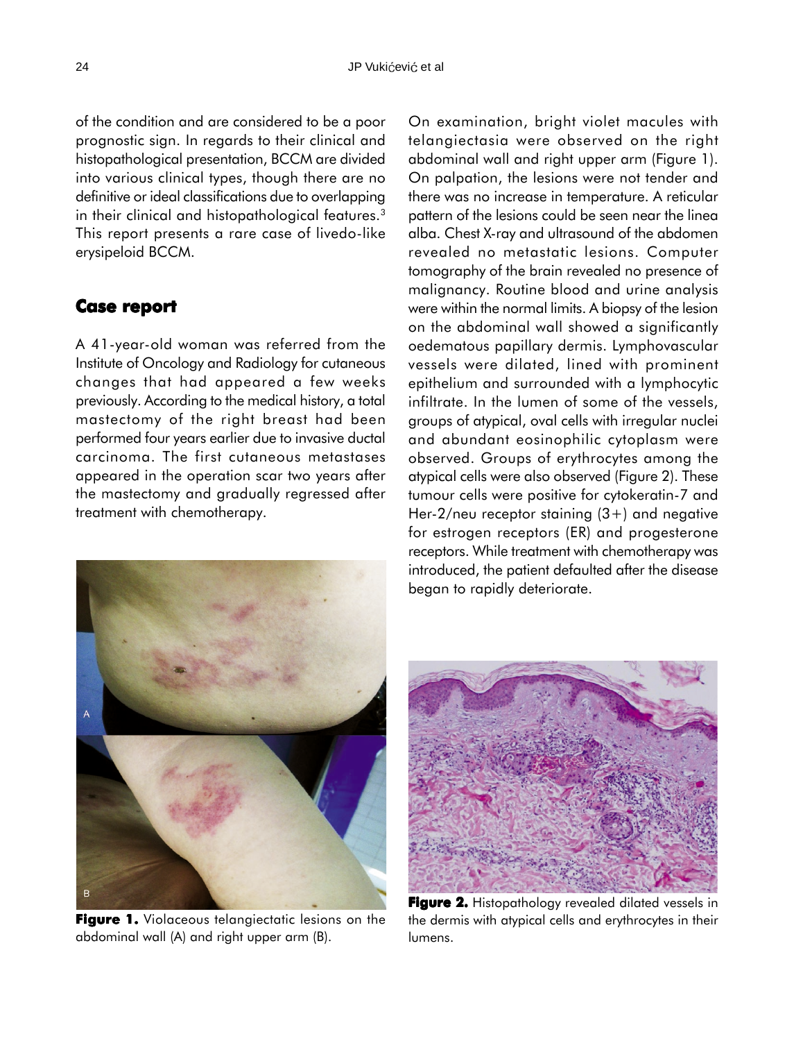of the condition and are considered to be a poor prognostic sign. In regards to their clinical and histopathological presentation, BCCM are divided into various clinical types, though there are no definitive or ideal classifications due to overlapping in their clinical and histopathological features.[3] This report presents a rare case of livedo-like erysipeloid BCCM.

## Case report

A 41-year-old woman was referred from the Institute of Oncology and Radiology for cutaneous changes that had appeared a few weeks previously. According to the medical history, a total mastectomy of the right breast had been performed four years earlier due to invasive ductal carcinoma. The first cutaneous metastases appeared in the operation scar two years after the mastectomy and gradually regressed after treatment with chemotherapy.

**Figure 1.** Violaceous telangiectatic lesions on the abdominal wall (A) and right upper arm (B).

On examination, bright violet macules with telangiectasia were observed on the right abdominal wall and right upper arm (Figure 1). On palpation, the lesions were not tender and there was no increase in temperature. A reticular pattern of the lesions could be seen near the linea alba. Chest X-ray and ultrasound of the abdomen revealed no metastatic lesions. Computer tomography of the brain revealed no presence of malignancy. Routine blood and urine analysis were within the normal limits. A biopsy of the lesion on the abdominal wall showed a significantly oedematous papillary dermis. Lymphovascular vessels were dilated, lined with prominent epithelium and surrounded with a lymphocytic infiltrate. In the lumen of some of the vessels, groups of atypical, oval cells with irregular nuclei and abundant eosinophilic cytoplasm were observed. Groups of erythrocytes among the atypical cells were also observed (Figure 2). These tumour cells were positive for cytokeratin-7 and Her-2/neu receptor staining (3+) and negative for estrogen receptors (ER) and progesterone receptors. While treatment with chemotherapy was introduced, the patient defaulted after the disease began to rapidly deteriorate.

**Figure 2.** Histopathology revealed dilated vessels in the dermis with atypical cells and erythrocytes in their lumens.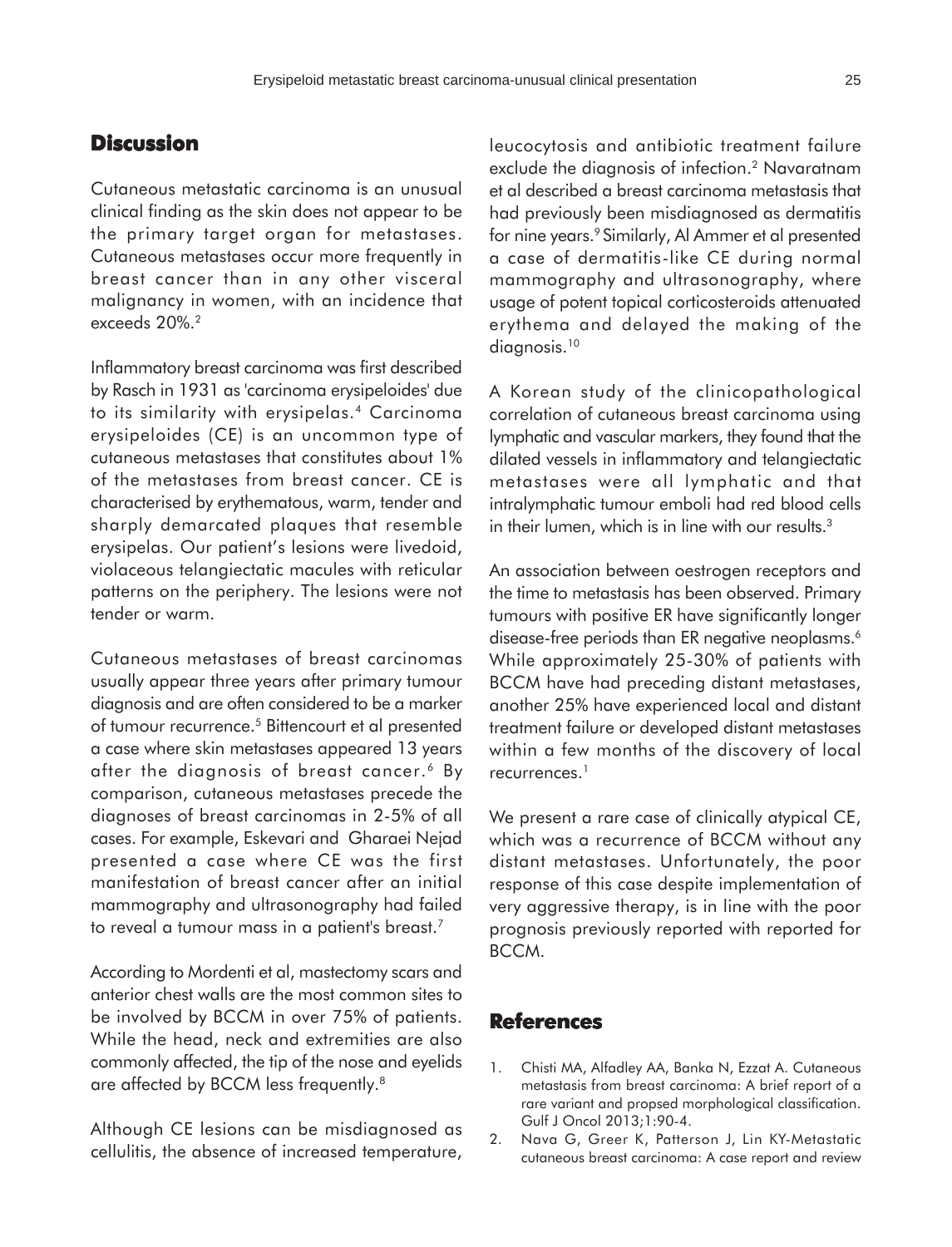## Discussion

Cutaneous metastatic carcinoma is an unusual clinical finding as the skin does not appear to be the primary target organ for metastases. Cutaneous metastases occur more frequently in breast cancer than in any other visceral malignancy in women, with an incidence that exceeds 20%.[2]

Inflammatory breast carcinoma was first described by Rasch in 1931 as 'carcinoma erysipeloides' due to its similarity with erysipelas.[4] Carcinoma erysipeloides (CE) is an uncommon type of cutaneous metastases that constitutes about 1% of the metastases from breast cancer. CE is characterised by erythematous, warm, tender and sharply demarcated plaques that resemble erysipelas. Our patient's lesions were livedoid, violaceous telangiectatic macules with reticular patterns on the periphery. The lesions were not tender or warm.

Cutaneous metastases of breast carcinomas usually appear three years after primary tumour diagnosis and are often considered to be a marker of tumour recurrence.[5] Bittencourt et al presented a case where skin metastases appeared 13 years after the diagnosis of breast cancer.[6] By comparison, cutaneous metastases precede the diagnoses of breast carcinomas in 2-5% of all cases. For example, Eskevari and Gharaei Nejad presented a case where CE was the first manifestation of breast cancer after an initial mammography and ultrasonography had failed to reveal a tumour mass in a patient's breast.[7]

According to Mordenti et al, mastectomy scars and anterior chest walls are the most common sites to be involved by BCCM in over 75% of patients. While the head, neck and extremities are also commonly affected, the tip of the nose and eyelids are affected by BCCM less frequently.[8]

Although CE lesions can be misdiagnosed as cellulitis, the absence of increased temperature, leucocytosis and antibiotic treatment failure exclude the diagnosis of infection.[2] Navaratnam et al described a breast carcinoma metastasis that had previously been misdiagnosed as dermatitis for nine years.[9] Similarly, Al Ammer et al presented a case of dermatitis-like CE during normal mammography and ultrasonography, where usage of potent topical corticosteroids attenuated erythema and delayed the making of the diagnosis.[10]

A Korean study of the clinicopathological correlation of cutaneous breast carcinoma using lymphatic and vascular markers, they found that the dilated vessels in inflammatory and telangiectatic metastases were all lymphatic and that intralymphatic tumour emboli had red blood cells in their lumen, which is in line with our results.[3]

An association between oestrogen receptors and the time to metastasis has been observed. Primary tumours with positive ER have significantly longer disease-free periods than ER negative neoplasms.[6] While approximately 25-30% of patients with BCCM have had preceding distant metastases, another 25% have experienced local and distant treatment failure or developed distant metastases within a few months of the discovery of local recurrences.[1]

We present a rare case of clinically atypical CE, which was a recurrence of BCCM without any distant metastases. Unfortunately, the poor response of this case despite implementation of very aggressive therapy, is in line with the poor prognosis previously reported with reported for BCCM.

## References

1. Chisti MA, Alfadley AA, Banka N, Ezzat A. Cutaneous metastasis from breast carcinoma: A brief report of a rare variant and propsed morphological classification. Gulf J Oncol 2013;1:90-4.
2. Nava G, Greer K, Patterson J, Lin KY-Metastatic cutaneous breast carcinoma: A case report and review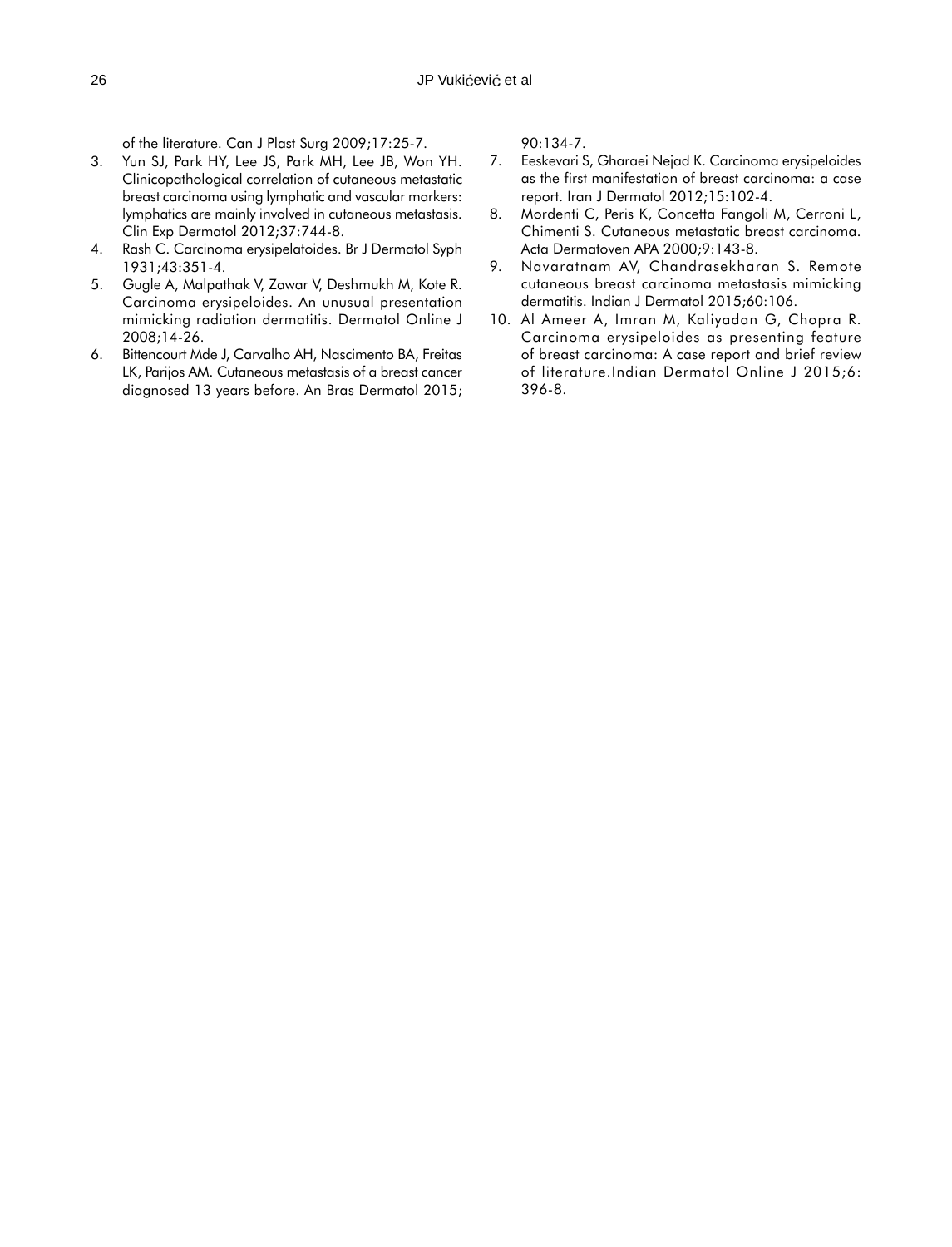of the literature. Can J Plast Surg 2009;17:25-7.

3. Yun SJ, Park HY, Lee JS, Park MH, Lee JB, Won YH. Clinicopathological correlation of cutaneous metastatic breast carcinoma using lymphatic and vascular markers: lymphatics are mainly involved in cutaneous metastasis. Clin Exp Dermatol 2012;37:744-8.
4. Rash C. Carcinoma erysipelatoides. Br J Dermatol Syph 1931;43:351-4.
5. Gugle A, Malpathak V, Zawar V, Deshmukh M, Kote R. Carcinoma erysipeloides. An unusual presentation mimicking radiation dermatitis. Dermatol Online J 2008;14-26.
6. Bittencourt Mde J, Carvalho AH, Nascimento BA, Freitas LK, Parijos AM. Cutaneous metastasis of a breast cancer diagnosed 13 years before. An Bras Dermatol 2015; 90:134-7.
7. Eeskevari S, Gharaei Nejad K. Carcinoma erysipeloides as the first manifestation of breast carcinoma: a case report. Iran J Dermatol 2012;15:102-4.
8. Mordenti C, Peris K, Concetta Fangoli M, Cerroni L, Chimenti S. Cutaneous metastatic breast carcinoma. Acta Dermatoven APA 2000;9:143-8.
9. Navaratnam AV, Chandrasekharan S. Remote cutaneous breast carcinoma metastasis mimicking dermatitis. Indian J Dermatol 2015;60:106.
10. Al Ameer A, Imran M, Kaliyadan G, Chopra R. Carcinoma erysipeloides as presenting feature of breast carcinoma: A case report and brief review of literature.Indian Dermatol Online J 2015;6: 396-8.